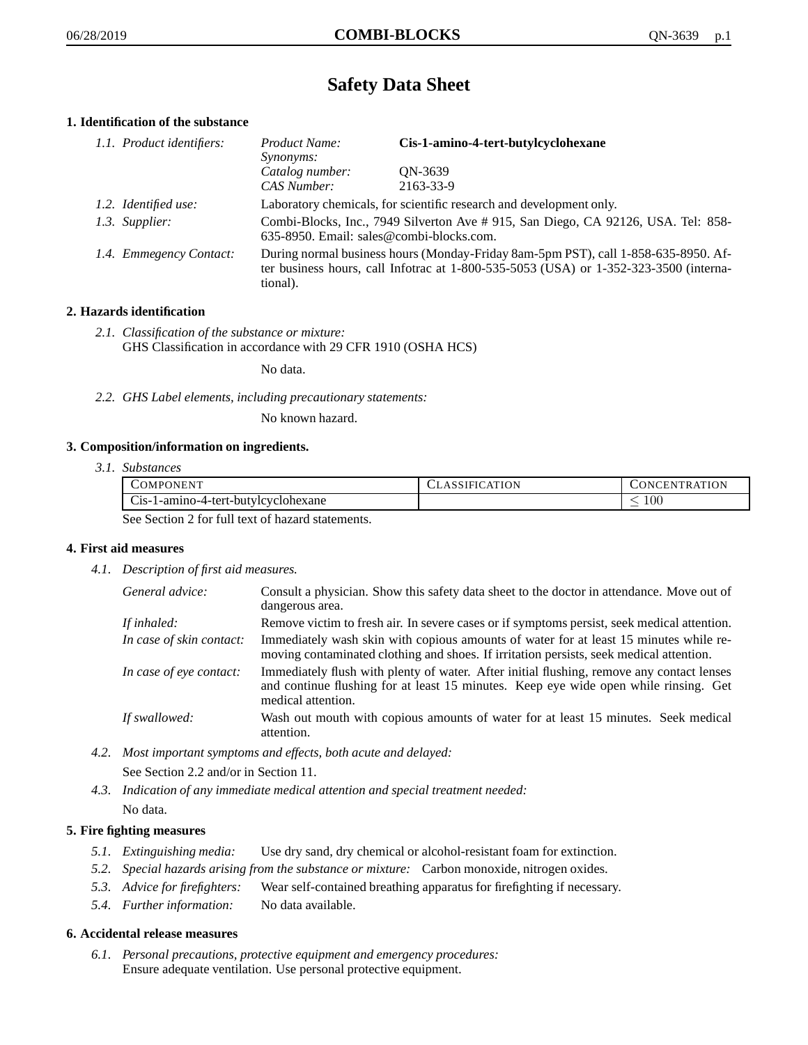# Safety Data Sheet

## 1. Identification of the substance

*1.1. Product identifiers:*

*Product Name:* **Cis-1-amino-4-tert-butylcyclohexane**
*Synonyms:*
*Catalog number:* QN-3639
*CAS Number:* 2163-33-9

*1.2. Identified use:* Laboratory chemicals, for scientific research and development only.

*1.3. Supplier:* Combi-Blocks, Inc., 7949 Silverton Ave # 915, San Diego, CA 92126, USA. Tel: 858-635-8950. Email: sales@combi-blocks.com.

*1.4. Emmegency Contact:* During normal business hours (Monday-Friday 8am-5pm PST), call 1-858-635-8950. After business hours, call Infotrac at 1-800-535-5053 (USA) or 1-352-323-3500 (international).

## 2. Hazards identification

*2.1. Classification of the substance or mixture:*
GHS Classification in accordance with 29 CFR 1910 (OSHA HCS)

No data.

*2.2. GHS Label elements, including precautionary statements:*

No known hazard.

## 3. Composition/information on ingredients.

*3.1. Substances*

| COMPONENT | CLASSIFICATION | CONCENTRATION |
|---|---|---|
| Cis-1-amino-4-tert-butylcyclohexane | | $\leq 100$ |

See Section 2 for full text of hazard statements.

## 4. First aid measures

*4.1. Description of first aid measures.*

*General advice:* Consult a physician. Show this safety data sheet to the doctor in attendance. Move out of dangerous area.

*If inhaled:* Remove victim to fresh air. In severe cases or if symptoms persist, seek medical attention.

*In case of skin contact:* Immediately wash skin with copious amounts of water for at least 15 minutes while removing contaminated clothing and shoes. If irritation persists, seek medical attention.

*In case of eye contact:* Immediately flush with plenty of water. After initial flushing, remove any contact lenses and continue flushing for at least 15 minutes. Keep eye wide open while rinsing. Get medical attention.

*If swallowed:* Wash out mouth with copious amounts of water for at least 15 minutes. Seek medical attention.

*4.2. Most important symptoms and effects, both acute and delayed:*

See Section 2.2 and/or in Section 11.

*4.3. Indication of any immediate medical attention and special treatment needed:*

No data.

## 5. Fire fighting measures

*5.1. Extinguishing media:* Use dry sand, dry chemical or alcohol-resistant foam for extinction.

*5.2. Special hazards arising from the substance or mixture:* Carbon monoxide, nitrogen oxides.

*5.3. Advice for firefighters:* Wear self-contained breathing apparatus for firefighting if necessary.

*5.4. Further information:* No data available.

## 6. Accidental release measures

*6.1. Personal precautions, protective equipment and emergency procedures:*
Ensure adequate ventilation. Use personal protective equipment.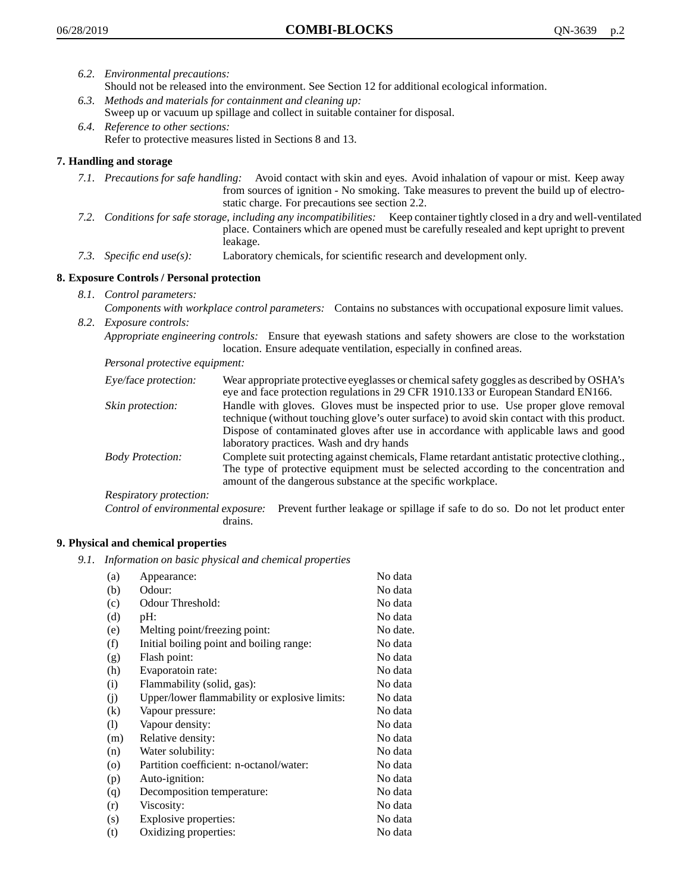6.2. *Environmental precautions:*
Should not be released into the environment. See Section 12 for additional ecological information.

6.3. *Methods and materials for containment and cleaning up:*
Sweep up or vacuum up spillage and collect in suitable container for disposal.

6.4. *Reference to other sections:*
Refer to protective measures listed in Sections 8 and 13.

## 7. Handling and storage

7.1. *Precautions for safe handling:* Avoid contact with skin and eyes. Avoid inhalation of vapour or mist. Keep away from sources of ignition - No smoking. Take measures to prevent the build up of electrostatic charge. For precautions see section 2.2.

7.2. *Conditions for safe storage, including any incompatibilities:* Keep container tightly closed in a dry and well-ventilated place. Containers which are opened must be carefully resealed and kept upright to prevent leakage.

7.3. *Specific end use(s):* Laboratory chemicals, for scientific research and development only.

## 8. Exposure Controls / Personal protection

8.1. *Control parameters:*
*Components with workplace control parameters:* Contains no substances with occupational exposure limit values.

8.2. *Exposure controls:*
*Appropriate engineering controls:* Ensure that eyewash stations and safety showers are close to the workstation location. Ensure adequate ventilation, especially in confined areas.

*Personal protective equipment:*

*Eye/face protection:* Wear appropriate protective eyeglasses or chemical safety goggles as described by OSHA's eye and face protection regulations in 29 CFR 1910.133 or European Standard EN166.

*Skin protection:* Handle with gloves. Gloves must be inspected prior to use. Use proper glove removal technique (without touching glove's outer surface) to avoid skin contact with this product. Dispose of contaminated gloves after use in accordance with applicable laws and good laboratory practices. Wash and dry hands

*Body Protection:* Complete suit protecting against chemicals, Flame retardant antistatic protective clothing., The type of protective equipment must be selected according to the concentration and amount of the dangerous substance at the specific workplace.

*Respiratory protection:*

*Control of environmental exposure:* Prevent further leakage or spillage if safe to do so. Do not let product enter drains.

## 9. Physical and chemical properties

9.1. *Information on basic physical and chemical properties*

| | | |
|---|---|---|
| (a) | Appearance: | No data |
| (b) | Odour: | No data |
| (c) | Odour Threshold: | No data |
| (d) | pH: | No data |
| (e) | Melting point/freezing point: | No date. |
| (f) | Initial boiling point and boiling range: | No data |
| (g) | Flash point: | No data |
| (h) | Evaporatoin rate: | No data |
| (i) | Flammability (solid, gas): | No data |
| (j) | Upper/lower flammability or explosive limits: | No data |
| (k) | Vapour pressure: | No data |
| (l) | Vapour density: | No data |
| (m) | Relative density: | No data |
| (n) | Water solubility: | No data |
| (o) | Partition coefficient: n-octanol/water: | No data |
| (p) | Auto-ignition: | No data |
| (q) | Decomposition temperature: | No data |
| (r) | Viscosity: | No data |
| (s) | Explosive properties: | No data |
| (t) | Oxidizing properties: | No data |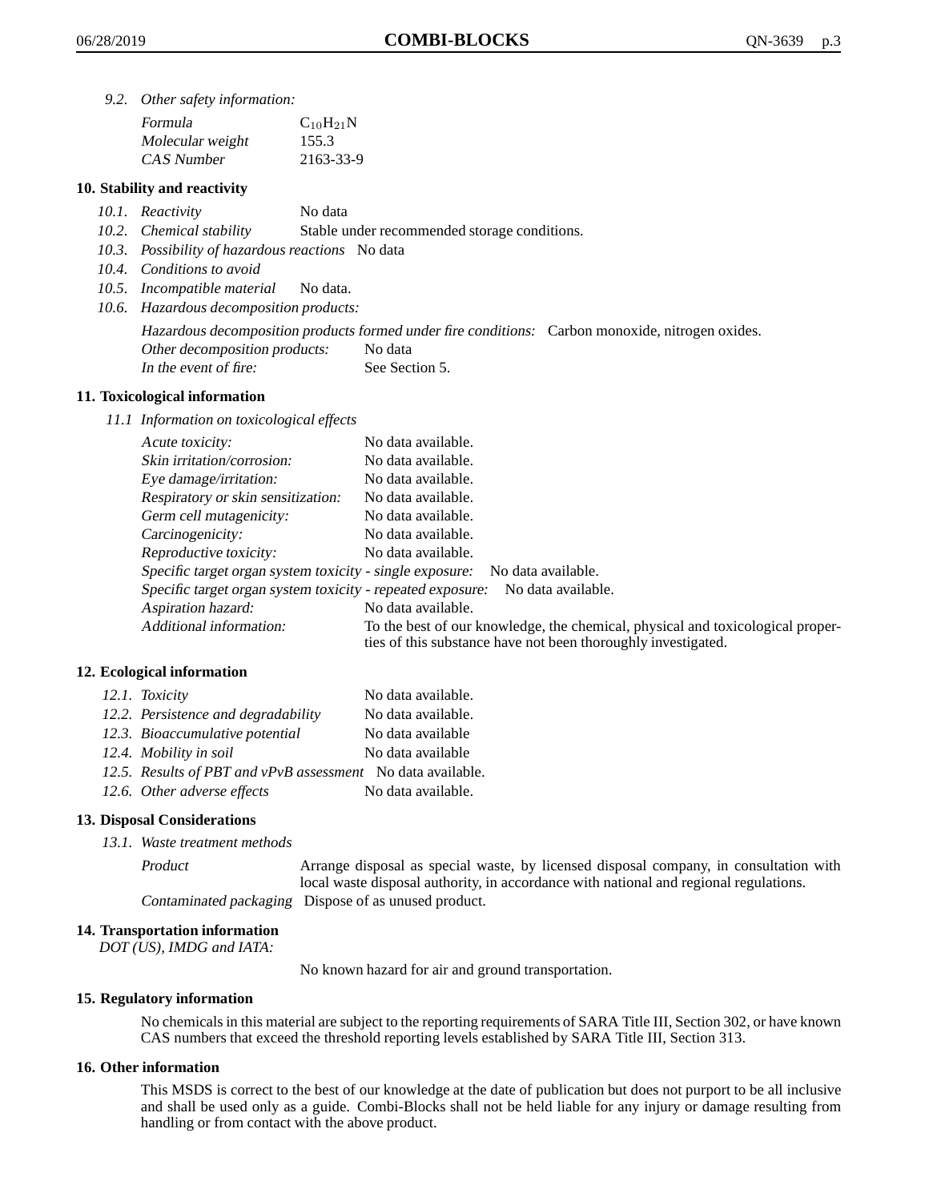*9.2. Other safety information:*

| | |
|---|---|
| *Formula* | $C_{10}H_{21}N$ |
| *Molecular weight* | 155.3 |
| *CAS Number* | 2163-33-9 |

## 10. Stability and reactivity

*10.1. Reactivity* No data

*10.2. Chemical stability* Stable under recommended storage conditions.

*10.3. Possibility of hazardous reactions* No data

*10.4. Conditions to avoid*

*10.5. Incompatible material* No data.

*10.6. Hazardous decomposition products:*

*Hazardous decomposition products formed under fire conditions:* Carbon monoxide, nitrogen oxides.

*Other decomposition products:* No data

*In the event of fire:* See Section 5.

## 11. Toxicological information

*11.1 Information on toxicological effects*

| | |
|---|---|
| *Acute toxicity:* | No data available. |
| *Skin irritation/corrosion:* | No data available. |
| *Eye damage/irritation:* | No data available. |
| *Respiratory or skin sensitization:* | No data available. |
| *Germ cell mutagenicity:* | No data available. |
| *Carcinogenicity:* | No data available. |
| *Reproductive toxicity:* | No data available. |
| *Specific target organ system toxicity - single exposure:* | No data available. |
| *Specific target organ system toxicity - repeated exposure:* | No data available. |
| *Aspiration hazard:* | No data available. |
| *Additional information:* | To the best of our knowledge, the chemical, physical and toxicological properties of this substance have not been thoroughly investigated. |

## 12. Ecological information

| | |
|---|---|
| *12.1. Toxicity* | No data available. |
| *12.2. Persistence and degradability* | No data available. |
| *12.3. Bioaccumulative potential* | No data available |
| *12.4. Mobility in soil* | No data available |
| *12.5. Results of PBT and vPvB assessment* | No data available. |
| *12.6. Other adverse effects* | No data available. |

## 13. Disposal Considerations

*13.1. Waste treatment methods*

*Product* Arrange disposal as special waste, by licensed disposal company, in consultation with local waste disposal authority, in accordance with national and regional regulations.

*Contaminated packaging* Dispose of as unused product.

## 14. Transportation information

*DOT (US), IMDG and IATA:*

No known hazard for air and ground transportation.

## 15. Regulatory information

No chemicals in this material are subject to the reporting requirements of SARA Title III, Section 302, or have known CAS numbers that exceed the threshold reporting levels established by SARA Title III, Section 313.

## 16. Other information

This MSDS is correct to the best of our knowledge at the date of publication but does not purport to be all inclusive and shall be used only as a guide. Combi-Blocks shall not be held liable for any injury or damage resulting from handling or from contact with the above product.